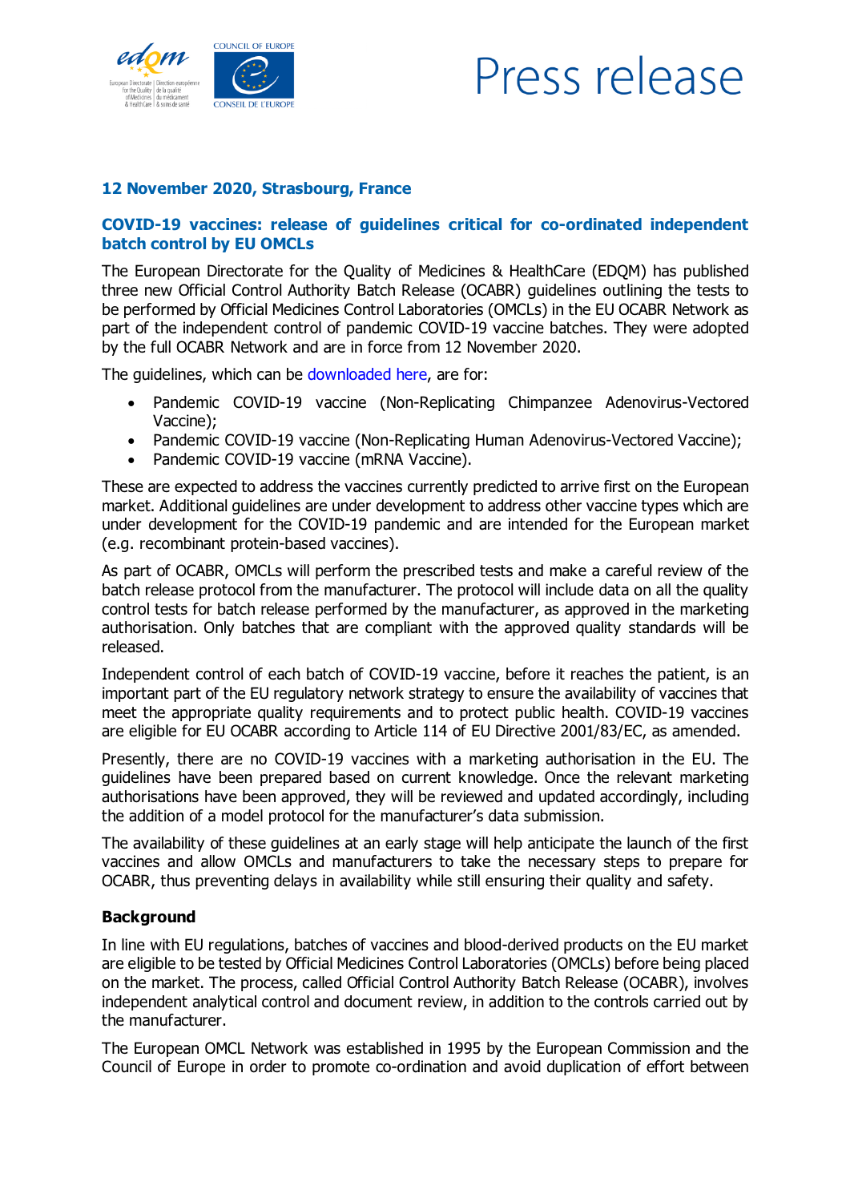# Press release

**12 November 2020, Strasbourg, France**

## COVID-19 vaccines: release of guidelines critical for co-ordinated independent batch control by EU OMCLs

The European Directorate for the Quality of Medicines & HealthCare (EDQM) has published three new Official Control Authority Batch Release (OCABR) guidelines outlining the tests to be performed by Official Medicines Control Laboratories (OMCLs) in the EU OCABR Network as part of the independent control of pandemic COVID-19 vaccine batches. They were adopted by the full OCABR Network and are in force from 12 November 2020.

The guidelines, which can be downloaded here, are for:

- Pandemic COVID-19 vaccine (Non-Replicating Chimpanzee Adenovirus-Vectored Vaccine);
- Pandemic COVID-19 vaccine (Non-Replicating Human Adenovirus-Vectored Vaccine);
- Pandemic COVID-19 vaccine (mRNA Vaccine).

These are expected to address the vaccines currently predicted to arrive first on the European market. Additional guidelines are under development to address other vaccine types which are under development for the COVID-19 pandemic and are intended for the European market (e.g. recombinant protein-based vaccines).

As part of OCABR, OMCLs will perform the prescribed tests and make a careful review of the batch release protocol from the manufacturer. The protocol will include data on all the quality control tests for batch release performed by the manufacturer, as approved in the marketing authorisation. Only batches that are compliant with the approved quality standards will be released.

Independent control of each batch of COVID-19 vaccine, before it reaches the patient, is an important part of the EU regulatory network strategy to ensure the availability of vaccines that meet the appropriate quality requirements and to protect public health. COVID-19 vaccines are eligible for EU OCABR according to Article 114 of EU Directive 2001/83/EC, as amended.

Presently, there are no COVID-19 vaccines with a marketing authorisation in the EU. The guidelines have been prepared based on current knowledge. Once the relevant marketing authorisations have been approved, they will be reviewed and updated accordingly, including the addition of a model protocol for the manufacturer's data submission.

The availability of these guidelines at an early stage will help anticipate the launch of the first vaccines and allow OMCLs and manufacturers to take the necessary steps to prepare for OCABR, thus preventing delays in availability while still ensuring their quality and safety.

### Background

In line with EU regulations, batches of vaccines and blood-derived products on the EU market are eligible to be tested by Official Medicines Control Laboratories (OMCLs) before being placed on the market. The process, called Official Control Authority Batch Release (OCABR), involves independent analytical control and document review, in addition to the controls carried out by the manufacturer.

The European OMCL Network was established in 1995 by the European Commission and the Council of Europe in order to promote co-ordination and avoid duplication of effort between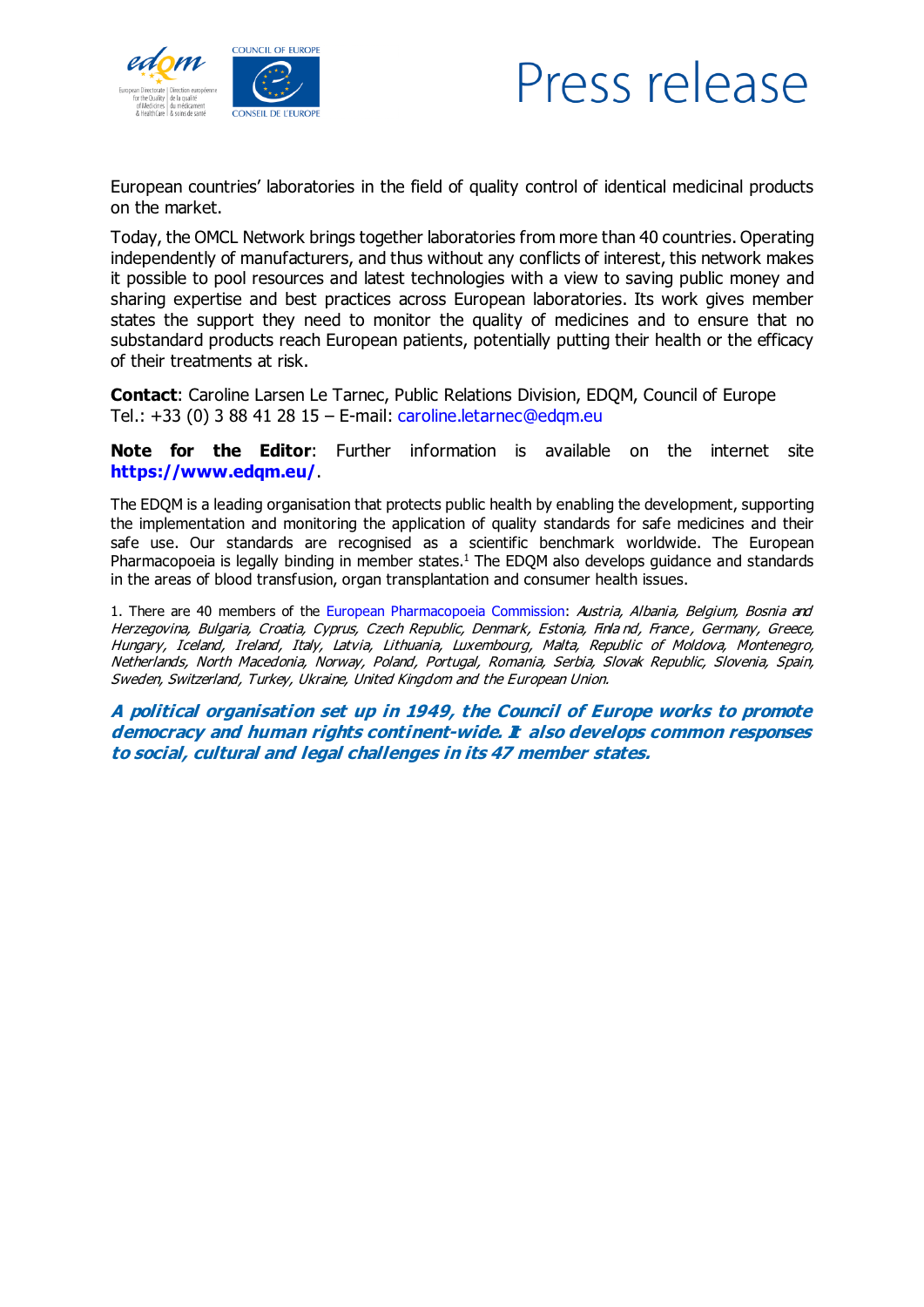European countries' laboratories in the field of quality control of identical medicinal products on the market.

Today, the OMCL Network brings together laboratories from more than 40 countries. Operating independently of manufacturers, and thus without any conflicts of interest, this network makes it possible to pool resources and latest technologies with a view to saving public money and sharing expertise and best practices across European laboratories. Its work gives member states the support they need to monitor the quality of medicines and to ensure that no substandard products reach European patients, potentially putting their health or the efficacy of their treatments at risk.

**Contact**: Caroline Larsen Le Tarnec, Public Relations Division, EDQM, Council of Europe
Tel.: +33 (0) 3 88 41 28 15 – E-mail: caroline.letarnec@edqm.eu

**Note for the Editor**: Further information is available on the internet site **https://www.edqm.eu/**.

The EDQM is a leading organisation that protects public health by enabling the development, supporting the implementation and monitoring the application of quality standards for safe medicines and their safe use. Our standards are recognised as a scientific benchmark worldwide. The European Pharmacopoeia is legally binding in member states.[1] The EDQM also develops guidance and standards in the areas of blood transfusion, organ transplantation and consumer health issues.

1. There are 40 members of the European Pharmacopoeia Commission: *Austria, Albania, Belgium, Bosnia and Herzegovina, Bulgaria, Croatia, Cyprus, Czech Republic, Denmark, Estonia, Finland, France, Germany, Greece, Hungary, Iceland, Ireland, Italy, Latvia, Lithuania, Luxembourg, Malta, Republic of Moldova, Montenegro, Netherlands, North Macedonia, Norway, Poland, Portugal, Romania, Serbia, Slovak Republic, Slovenia, Spain, Sweden, Switzerland, Turkey, Ukraine, United Kingdom and the European Union.*

***A political organisation set up in 1949, the Council of Europe works to promote democracy and human rights continent-wide. It also develops common responses to social, cultural and legal challenges in its 47 member states.***